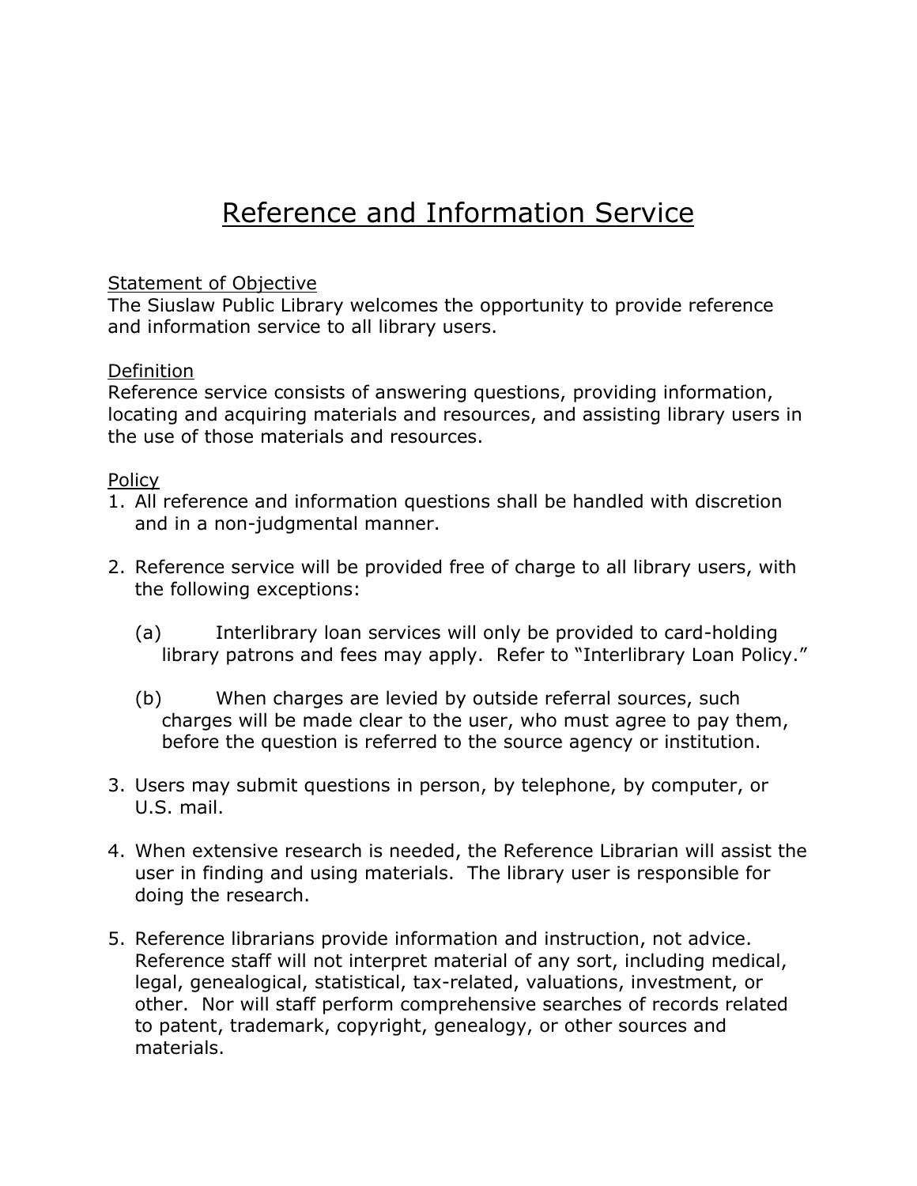# Reference and Information Service

## Statement of Objective

The Siuslaw Public Library welcomes the opportunity to provide reference and information service to all library users.

## Definition

Reference service consists of answering questions, providing information, locating and acquiring materials and resources, and assisting library users in the use of those materials and resources.

## Policy

1. All reference and information questions shall be handled with discretion and in a non-judgmental manner.

2. Reference service will be provided free of charge to all library users, with the following exceptions:

   (a) Interlibrary loan services will only be provided to card-holding library patrons and fees may apply. Refer to "Interlibrary Loan Policy."

   (b) When charges are levied by outside referral sources, such charges will be made clear to the user, who must agree to pay them, before the question is referred to the source agency or institution.

3. Users may submit questions in person, by telephone, by computer, or U.S. mail.

4. When extensive research is needed, the Reference Librarian will assist the user in finding and using materials. The library user is responsible for doing the research.

5. Reference librarians provide information and instruction, not advice. Reference staff will not interpret material of any sort, including medical, legal, genealogical, statistical, tax-related, valuations, investment, or other. Nor will staff perform comprehensive searches of records related to patent, trademark, copyright, genealogy, or other sources and materials.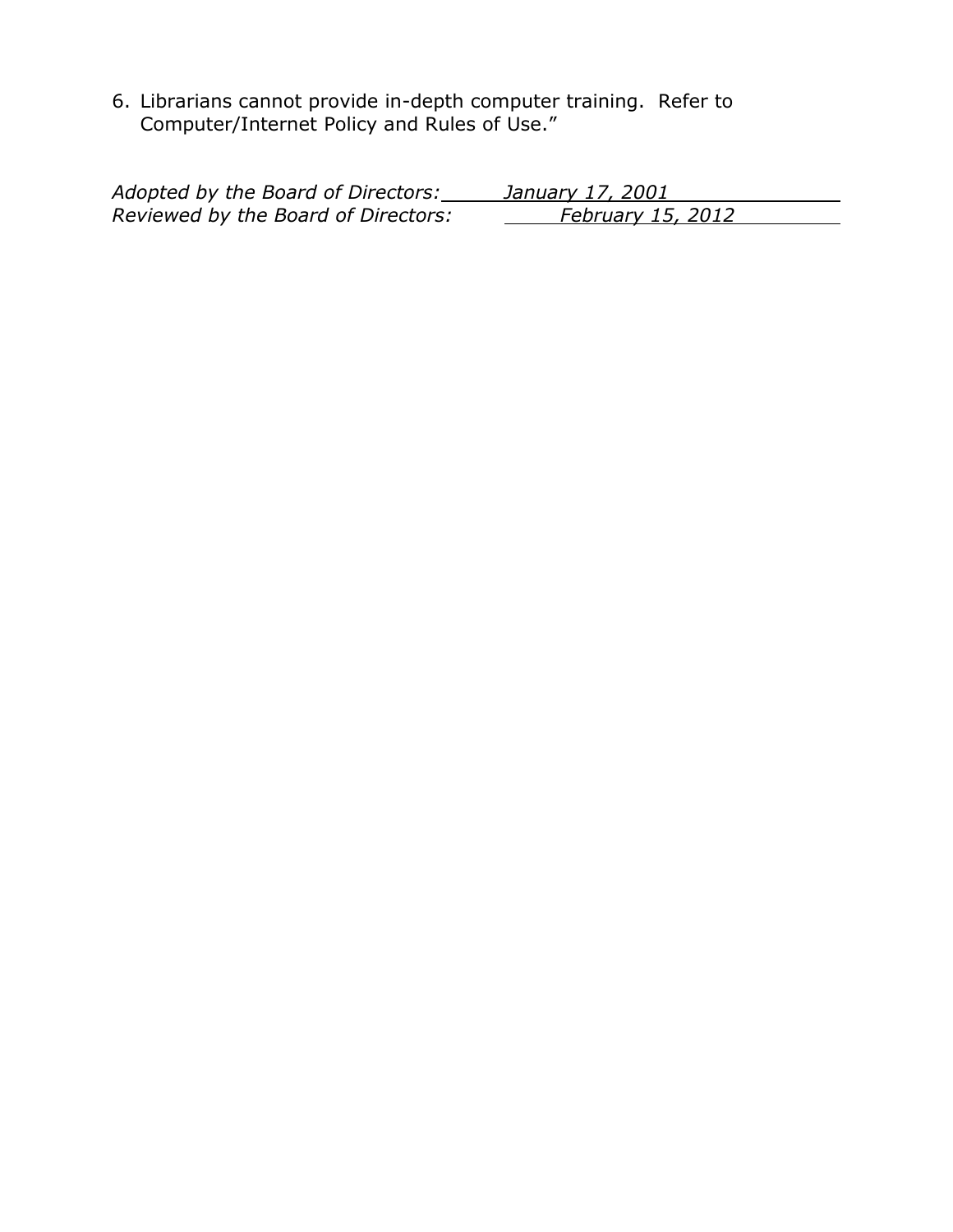6. Librarians cannot provide in-depth computer training.  Refer to Computer/Internet Policy and Rules of Use."

*Adopted by the Board of Directors:* *January 17, 2001*
*Reviewed by the Board of Directors:* *February 15, 2012*